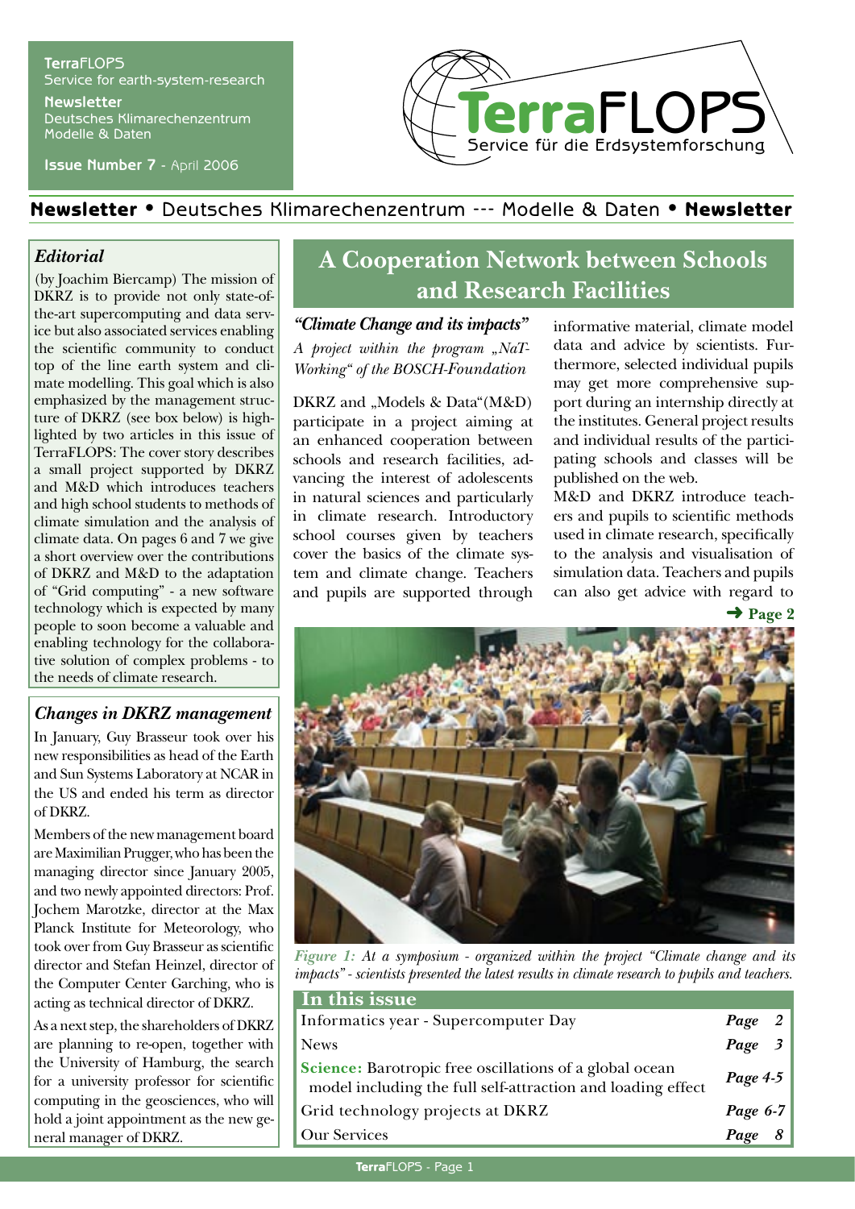**TerraFLOPS**
Service for earth-system-research

**Newsletter**
Deutsches Klimarechenzentrum
Modelle & Daten

**Issue Number 7** - April 2006

**TerraFLOPS**
Service für die Erdsystemforschung

**Newsletter** • Deutsches Klimarechenzentrum --- Modelle & Daten • **Newsletter**

## *Editorial*

(by Joachim Biercamp) The mission of DKRZ is to provide not only state-of-the-art supercomputing and data service but also associated services enabling the scientific community to conduct top of the line earth system and climate modelling. This goal which is also emphasized by the management structure of DKRZ (see box below) is highlighted by two articles in this issue of TerraFLOPS: The cover story describes a small project supported by DKRZ and M&D which introduces teachers and high school students to methods of climate simulation and the analysis of climate data. On pages 6 and 7 we give a short overview over the contributions of DKRZ and M&D to the adaptation of "Grid computing" - a new software technology which is expected by many people to soon become a valuable and enabling technology for the collaborative solution of complex problems - to the needs of climate research.

## *Changes in DKRZ management*

In January, Guy Brasseur took over his new responsibilities as head of the Earth and Sun Systems Laboratory at NCAR in the US and ended his term as director of DKRZ.

Members of the new management board are Maximilian Prugger, who has been the managing director since January 2005, and two newly appointed directors: Prof. Jochem Marotzke, director at the Max Planck Institute for Meteorology, who took over from Guy Brasseur as scientific director and Stefan Heinzel, director of the Computer Center Garching, who is acting as technical director of DKRZ.

As a next step, the shareholders of DKRZ are planning to re-open, together with the University of Hamburg, the search for a university professor for scientific computing in the geosciences, who will hold a joint appointment as the new general manager of DKRZ.

# A Cooperation Network between Schools and Research Facilities

### *"Climate Change and its impacts"*

*A project within the program „NaT-Working" of the BOSCH-Foundation*

DKRZ and „Models & Data"(M&D) participate in a project aiming at an enhanced cooperation between schools and research facilities, advancing the interest of adolescents in natural sciences and particularly in climate research. Introductory school courses given by teachers cover the basics of the climate system and climate change. Teachers and pupils are supported through informative material, climate model data and advice by scientists. Furthermore, selected individual pupils may get more comprehensive support during an internship directly at the institutes. General project results and individual results of the participating schools and classes will be published on the web.

M&D and DKRZ introduce teachers and pupils to scientific methods used in climate research, specifically to the analysis and visualisation of simulation data. Teachers and pupils can also get advice with regard to

**➜ Page 2**

*Figure 1: At a symposium - organized within the project "Climate change and its impacts" - scientists presented the latest results in climate research to pupils and teachers.*

| In this issue | |
|---|---|
| Informatics year - Supercomputer Day | *Page 2* |
| News | *Page 3* |
| **Science:** Barotropic free oscillations of a global ocean model including the full self-attraction and loading effect | *Page 4-5* |
| Grid technology projects at DKRZ | *Page 6-7* |
| Our Services | *Page 8* |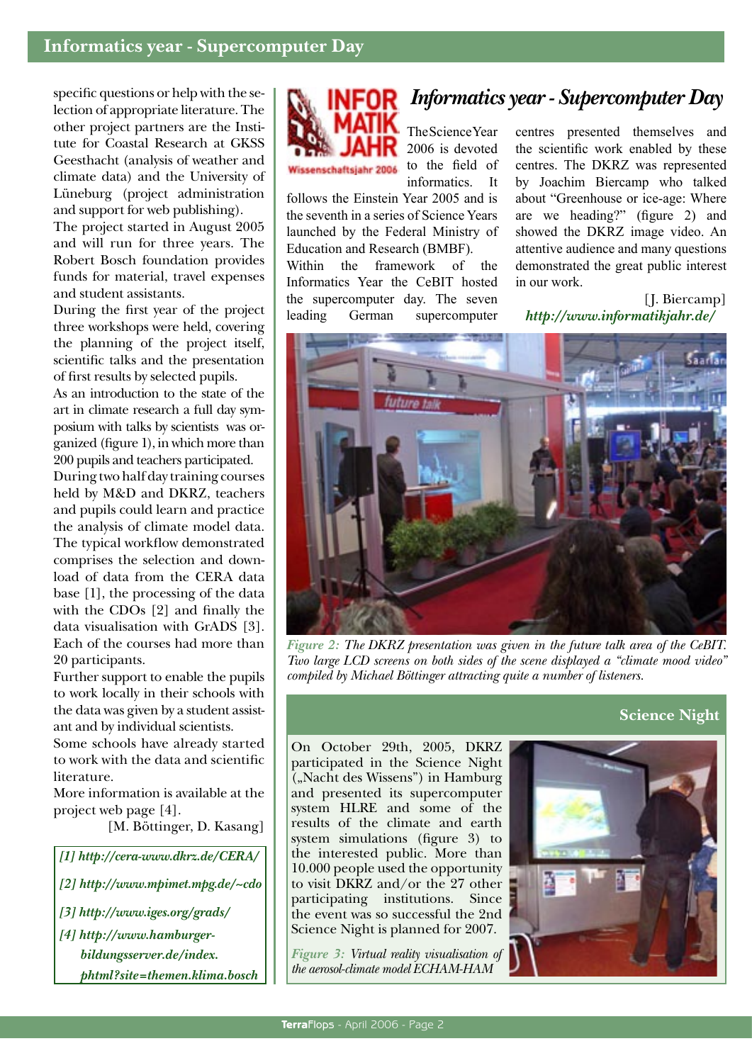specific questions or help with the selection of appropriate literature. The other project partners are the Institute for Coastal Research at GKSS Geesthacht (analysis of weather and climate data) and the University of Lüneburg (project administration and support for web publishing).

The project started in August 2005 and will run for three years. The Robert Bosch foundation provides funds for material, travel expenses and student assistants.

During the first year of the project three workshops were held, covering the planning of the project itself, scientific talks and the presentation of first results by selected pupils.

As an introduction to the state of the art in climate research a full day symposium with talks by scientists was organized (figure 1), in which more than 200 pupils and teachers participated.

During two half day training courses held by M&D and DKRZ, teachers and pupils could learn and practice the analysis of climate model data. The typical workflow demonstrated comprises the selection and download of data from the CERA data base [1], the processing of the data with the CDOs [2] and finally the data visualisation with GrADS [3]. Each of the courses had more than 20 participants.

Further support to enable the pupils to work locally in their schools with the data was given by a student assistant and by individual scientists.

Some schools have already started to work with the data and scientific literature.

More information is available at the project web page [4].

[M. Böttinger, D. Kasang]

*[1] http://cera-www.dkrz.de/CERA/*

*[2] http://www.mpimet.mpg.de/~cdo*

*[3] http://www.iges.org/grads/*

*[4] http://www.hamburger-bildungsserver.de/index.phtml?site=themen.klima.bosch*

# Informatics year - Supercomputer Day

The Science Year 2006 is devoted to the field of informatics. It follows the Einstein Year 2005 and is the seventh in a series of Science Years launched by the Federal Ministry of Education and Research (BMBF).

Within the framework of the Informatics Year the CeBIT hosted the supercomputer day. The seven leading German supercomputer centres presented themselves and the scientific work enabled by these centres. The DKRZ was represented by Joachim Biercamp who talked about "Greenhouse or ice-age: Where are we heading?" (figure 2) and showed the DKRZ image video. An attentive audience and many questions demonstrated the great public interest in our work.

[J. Biercamp]

***http://www.informatikjahr.de/***

*Figure 2: The DKRZ presentation was given in the future talk area of the CeBIT. Two large LCD screens on both sides of the scene displayed a "climate mood video" compiled by Michael Böttinger attracting quite a number of listeners.*

## Science Night

On October 29th, 2005, DKRZ participated in the Science Night („Nacht des Wissens") in Hamburg and presented its supercomputer system HLRE and some of the results of the climate and earth system simulations (figure 3) to the interested public. More than 10.000 people used the opportunity to visit DKRZ and/or the 27 other participating institutions. Since the event was so successful the 2nd Science Night is planned for 2007.

*Figure 3: Virtual reality visualisation of the aerosol-climate model ECHAM-HAM*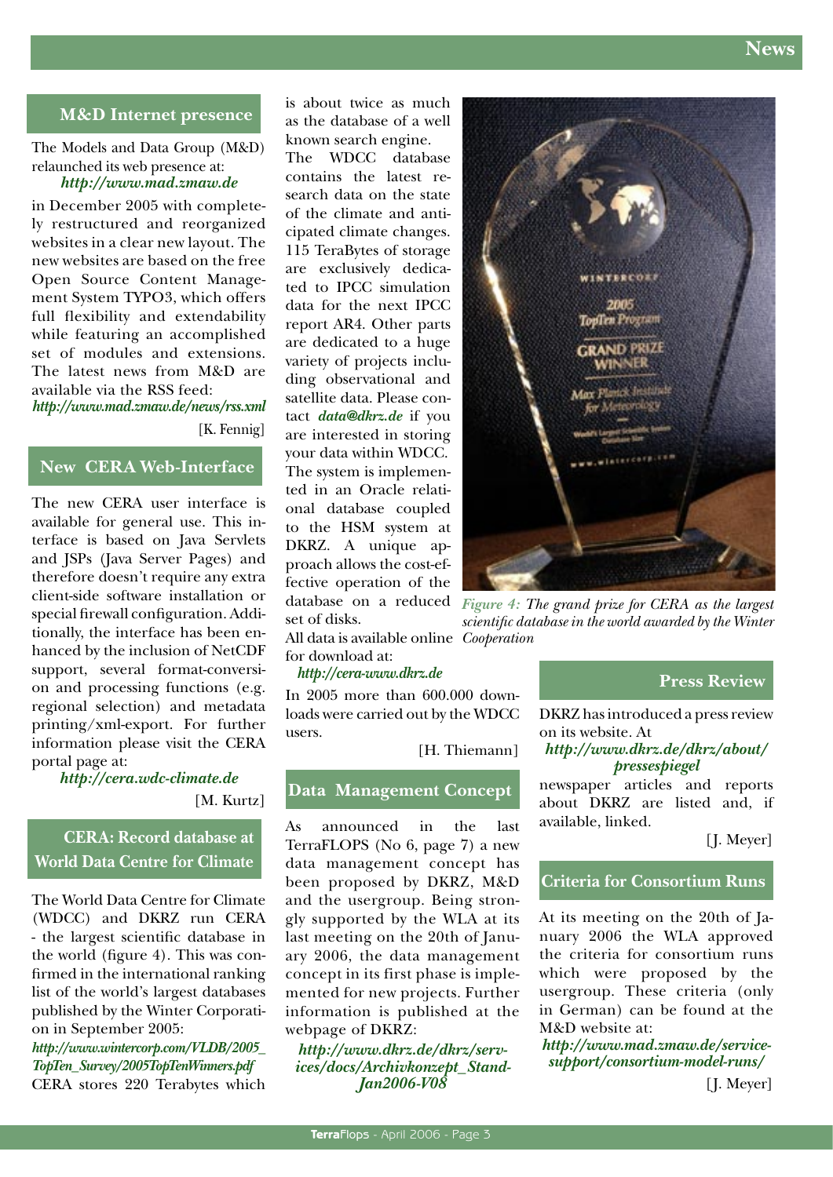## M&D Internet presence

The Models and Data Group (M&D) relaunched its web presence at:
***http://www.mad.zmaw.de***
in December 2005 with completely restructured and reorganized websites in a clear new layout. The new websites are based on the free Open Source Content Management System TYPO3, which offers full flexibility and extendability while featuring an accomplished set of modules and extensions. The latest news from M&D are available via the RSS feed:
***http://www.mad.zmaw.de/news/rss.xml***

[K. Fennig]

## New CERA Web-Interface

The new CERA user interface is available for general use. This interface is based on Java Servlets and JSPs (Java Server Pages) and therefore doesn't require any extra client-side software installation or special firewall configuration. Additionally, the interface has been enhanced by the inclusion of NetCDF support, several format-conversion and processing functions (e.g. regional selection) and metadata printing/xml-export. For further information please visit the CERA portal page at:
***http://cera.wdc-climate.de***

[M. Kurtz]

## CERA: Record database at World Data Centre for Climate

The World Data Centre for Climate (WDCC) and DKRZ run CERA - the largest scientific database in the world (figure 4). This was confirmed in the international ranking list of the world's largest databases published by the Winter Corporation in September 2005:
***http://www.wintercorp.com/VLDB/2005_TopTen_Survey/2005TopTenWinners.pdf***
CERA stores 220 Terabytes which is about twice as much as the database of a well known search engine.
The WDCC database contains the latest research data on the state of the climate and anticipated climate changes. 115 TeraBytes of storage are exclusively dedicated to IPCC simulation data for the next IPCC report AR4. Other parts are dedicated to a huge variety of projects including observational and satellite data. Please contact ***data@dkrz.de*** if you are interested in storing your data within WDCC.
The system is implemented in an Oracle relational database coupled to the HSM system at DKRZ. A unique approach allows the cost-effective operation of the database on a reduced set of disks.
All data is available online for download at:
***http://cera-www.dkrz.de***
In 2005 more than 600.000 downloads were carried out by the WDCC users.

[H. Thiemann]

*Figure 4: The grand prize for CERA as the largest scientific database in the world awarded by the Winter Cooperation*

## Data Management Concept

As announced in the last TerraFLOPS (No 6, page 7) a new data management concept has been proposed by DKRZ, M&D and the usergroup. Being strongly supported by the WLA at its last meeting on the 20th of January 2006, the data management concept in its first phase is implemented for new projects. Further information is published at the webpage of DKRZ:
***http://www.dkrz.de/dkrz/services/docs/Archivkonzept_Stand-Jan2006-V08***

## Press Review

DKRZ has introduced a press review on its website. At
***http://www.dkrz.de/dkrz/about/pressespiegel***
newspaper articles and reports about DKRZ are listed and, if available, linked.

[J. Meyer]

## Criteria for Consortium Runs

At its meeting on the 20th of January 2006 the WLA approved the criteria for consortium runs which were proposed by the usergroup. These criteria (only in German) can be found at the M&D website at:
***http://www.mad.zmaw.de/service-support/consortium-model-runs/***

[J. Meyer]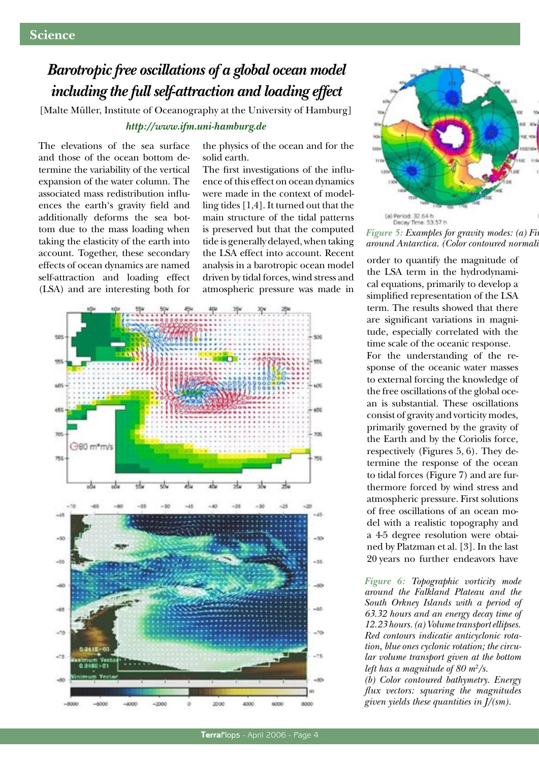# *Barotropic free oscillations of a global ocean model including the full self-attraction and loading effect*

[Malte Müller, Institute of Oceanography at the University of Hamburg]

***http://www.ifm.uni-hamburg.de***

The elevations of the sea surface and those of the ocean bottom determine the variability of the vertical expansion of the water column. The associated mass redistribution influences the earth's gravity field and additionally deforms the sea bottom due to the mass loading when taking the elasticity of the earth into account. Together, these secondary effects of ocean dynamics are named self-attraction and loading effect (LSA) and are interesting both for the physics of the ocean and for the solid earth.

The first investigations of the influence of this effect on ocean dynamics were made in the context of modelling tides [1,4]. It turned out that the main structure of the tidal patterns is preserved but that the computed tide is generally delayed, when taking the LSA effect into account. Recent analysis in a barotropic ocean model driven by tidal forces, wind stress and atmospheric pressure was made in order to quantify the magnitude of the LSA term in the hydrodynamical equations, primarily to develop a simplified representation of the LSA term. The results showed that there are significant variations in magnitude, especially correlated with the time scale of the oceanic response.

For the understanding of the response of the oceanic water masses to external forcing the knowledge of the free oscillations of the global ocean is substantial. These oscillations consist of gravity and vorticity modes, primarily governed by the gravity of the Earth and by the Coriolis force, respectively (Figures 5, 6). They determine the response of the ocean to tidal forces (Figure 7) and are furthermore forced by wind stress and atmospheric pressure. First solutions of free oscillations of an ocean model with a realistic topography and a 4-5 degree resolution were obtained by Platzman et al. [3]. In the last 20 years no further endeavors have

*Figure 5: Examples for gravity modes: (a) Fi... around Antarctica. (Color contoured normali...*

*Figure 6: Topographic vorticity mode around the Falkland Plateau and the South Orkney Islands with a period of 63.32 hours and an energy decay time of 12.23 hours. (a) Volume transport ellipses. Red contours indicatie anticyclonic rotation, blue ones cyclonic rotation; the circular volume transport given at the bottom left has a magnitude of 80 $m^2/s$.*
*(b) Color contoured bathymetry. Energy flux vectors: squaring the magnitudes given yields these quantities in J/(sm).*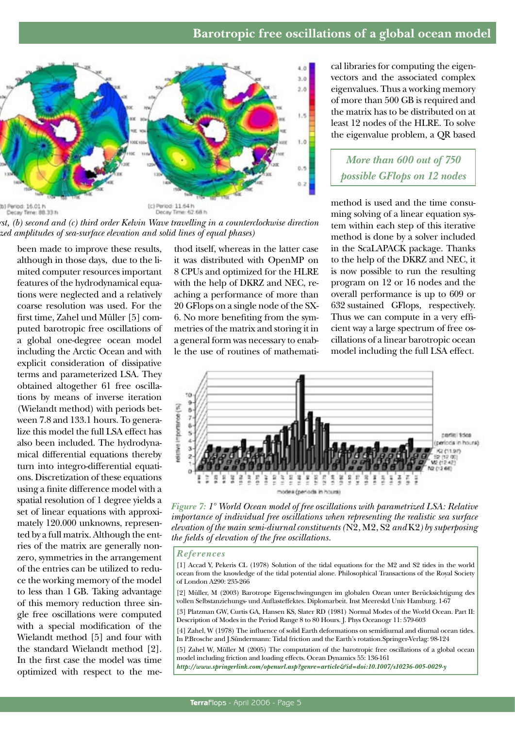(b) Period: 16.01 h
Decay Time: 88.33 h

(c) Period: 11.64 h
Decay Time: 62.68 h

*rst, (b) second and (c) third order Kelvin Wave travelling in a counterclockwise direction zed amplitudes of sea-surface elevation and solid lines of equal phases)*

been made to improve these results, although in those days, due to the limited computer resources important features of the hydrodynamical equations were neglected and a relatively coarse resolution was used. For the first time, Zahel und Müller [5] computed barotropic free oscillations of a global one-degree ocean model including the Arctic Ocean and with explicit consideration of dissipative terms and parameterized LSA. They obtained altogether 61 free oscillations by means of inverse iteration (Wielandt method) with periods between 7.8 and 133.1 hours. To generalize this model the full LSA effect has also been included. The hydrodynamical differential equations thereby turn into integro-differential equations. Discretization of these equations using a finite difference model with a spatial resolution of 1 degree yields a set of linear equations with approximately 120.000 unknowns, represented by a full matrix. Although the entries of the matrix are generally nonzero, symmetries in the arrangement of the entries can be utilized to reduce the working memory of the model to less than 1 GB. Taking advantage of this memory reduction three single free oscillations were computed with a special modification of the Wielandt method [5] and four with the standard Wielandt method [2]. In the first case the model was time optimized with respect to the method itself, whereas in the latter case it was distributed with OpenMP on 8 CPUs and optimized for the HLRE with the help of DKRZ and NEC, reaching a performance of more than 20 GFlops on a single node of the SX-6. No more benefiting from the symmetries of the matrix and storing it in a general form was necessary to enable the use of routines of mathematical libraries for computing the eigenvectors and the associated complex eigenvalues. Thus a working memory of more than 500 GB is required and the matrix has to be distributed on at least 12 nodes of the HLRE. To solve the eigenvalue problem, a QR based method is used and the time consuming solving of a linear equation system within each step of this iterative method is done by a solver included in the ScaLAPACK package. Thanks to the help of the DKRZ and NEC, it is now possible to run the resulting program on 12 or 16 nodes and the overall performance is up to 609 or 632 sustained GFlops, respectively. Thus we can compute in a very efficient way a large spectrum of free oscillations of a linear barotropic ocean model including the full LSA effect.

> *More than 600 out of 750 possible GFlops on 12 nodes*

*Figure 7: 1° World Ocean model of free oscillations with parametrized LSA: Relative importance of individual free oscillations when representing the realistic sea surface elevation of the main semi-diurnal constituents (*N2, M2, S2 *and* K2*) by superposing the fields of elevation of the free oscillations.*

### References

[1] Accad Y, Pekeris CL (1978) Solution of the tidal equations for the M2 and S2 tides in the world ocean from the knowledge of the tidal potential alone. Philosophical Transactions of the Royal Society of London A290: 235-266

[2] Müller, M (2003) Barotrope Eigenschwingungen im globalen Ozean unter Berücksichtigung des vollen Selbstanziehungs- und Auflasteffektes. Diplomarbeit. Inst Meereskd Univ Hamburg. 1-67

[3] Platzman GW, Curtis GA, Hansen KS, Slater RD (1981) Normal Modes of the World Ocean. Part II: Description of Modes in the Period Range 8 to 80 Hours. J. Phys Oceanogr 11: 579-603

[4] Zahel, W (1978) The influence of solid Earth deformations on semidiurnal and diurnal ocean tides. In P.Brosche and J.Sündermann: Tidal friction and the Earth's rotation.Springer-Verlag: 98-124

[5] Zahel W, Müller M (2005) The computation of the barotropic free oscillations of a global ocean model including friction and loading effects. Ocean Dynamics 55: 136-161
*http://www.springerlink.com/openurl.asp?genre=article&id=doi:10.1007/s10236-005-0029-y*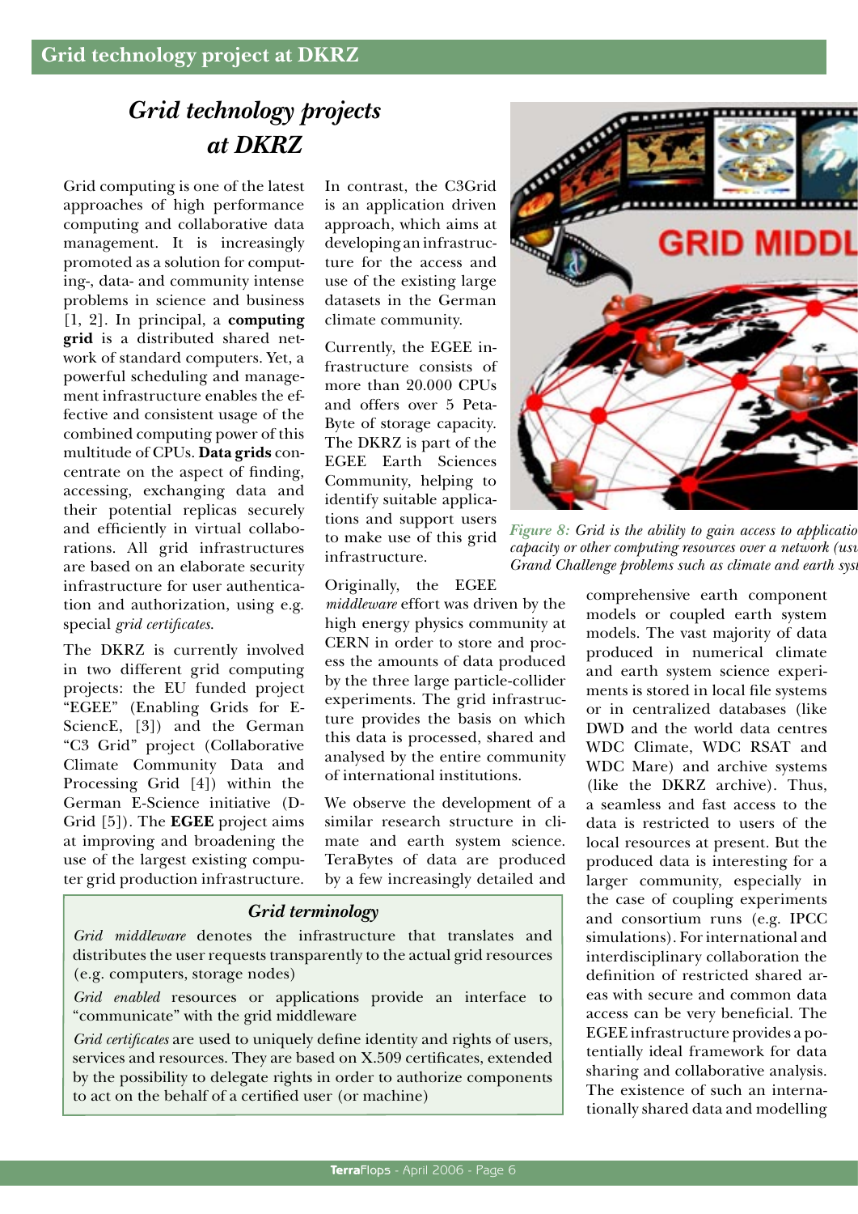# Grid technology projects at DKRZ

Grid computing is one of the latest approaches of high performance computing and collaborative data management. It is increasingly promoted as a solution for computing-, data- and community intense problems in science and business [1, 2]. In principal, a **computing grid** is a distributed shared network of standard computers. Yet, a powerful scheduling and management infrastructure enables the effective and consistent usage of the combined computing power of this multitude of CPUs. **Data grids** concentrate on the aspect of finding, accessing, exchanging data and their potential replicas securely and efficiently in virtual collaborations. All grid infrastructures are based on an elaborate security infrastructure for user authentication and authorization, using e.g. special *grid certificates*.

The DKRZ is currently involved in two different grid computing projects: the EU funded project "EGEE" (Enabling Grids for E-SciencE, [3]) and the German "C3 Grid" project (Collaborative Climate Community Data and Processing Grid [4]) within the German E-Science initiative (D-Grid [5]). The **EGEE** project aims at improving and broadening the use of the largest existing computer grid production infrastructure.

In contrast, the C3Grid is an application driven approach, which aims at developing an infrastructure for the access and use of the existing large datasets in the German climate community.

Currently, the EGEE infrastructure consists of more than 20.000 CPUs and offers over 5 PetaByte of storage capacity. The DKRZ is part of the EGEE Earth Sciences Community, helping to identify suitable applications and support users to make use of this grid infrastructure.

Originally, the EGEE *middleware* effort was driven by the high energy physics community at CERN in order to store and process the amounts of data produced by the three large particle-collider experiments. The grid infrastructure provides the basis on which this data is processed, shared and analysed by the entire community of international institutions.

We observe the development of a similar research structure in climate and earth system science. TeraBytes of data are produced by a few increasingly detailed and comprehensive earth component models or coupled earth system models. The vast majority of data produced in numerical climate and earth system science experiments is stored in local file systems or in centralized databases (like DWD and the world data centres WDC Climate, WDC RSAT and WDC Mare) and archive systems (like the DKRZ archive). Thus, a seamless and fast access to the data is restricted to users of the local resources at present. But the produced data is interesting for a larger community, especially in the case of coupling experiments and consortium runs (e.g. IPCC simulations). For international and interdisciplinary collaboration the definition of restricted shared areas with secure and common data access can be very beneficial. The EGEE infrastructure provides a potentially ideal framework for data sharing and collaborative analysis. The existence of such an internationally shared data and modelling

*Figure 8: Grid is the ability to gain access to applicatio[n] capacity or other computing resources over a network (usu[ally]) Grand Challenge problems such as climate and earth sys[tem]*

### Grid terminology

*Grid middleware* denotes the infrastructure that translates and distributes the user requests transparently to the actual grid resources (e.g. computers, storage nodes)

*Grid enabled* resources or applications provide an interface to "communicate" with the grid middleware

*Grid certificates* are used to uniquely define identity and rights of users, services and resources. They are based on X.509 certificates, extended by the possibility to delegate rights in order to authorize components to act on the behalf of a certified user (or machine)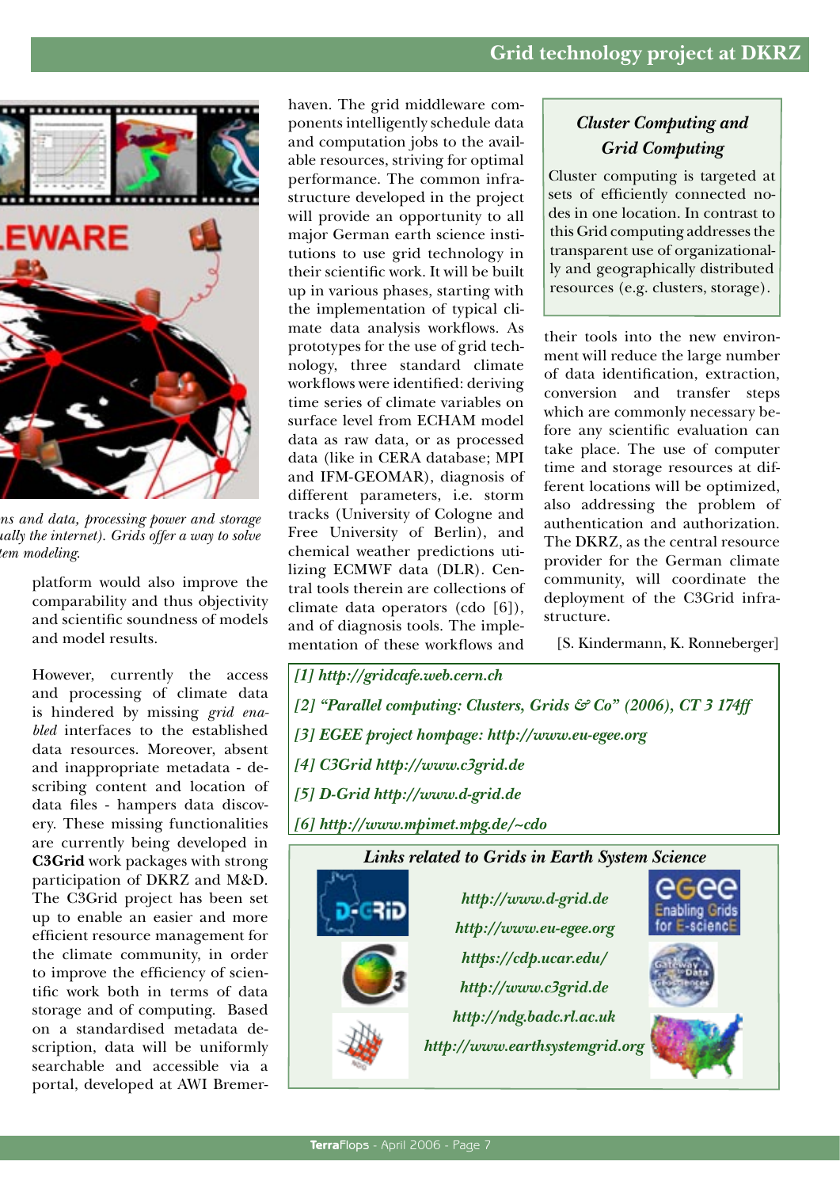*...ns and data, processing power and storage ...ually the internet). Grids offer a way to solve ...tem modeling.*

platform would also improve the comparability and thus objectivity and scientific soundness of models and model results.

However, currently the access and processing of climate data is hindered by missing *grid enabled* interfaces to the established data resources. Moreover, absent and inappropriate metadata - describing content and location of data files - hampers data discovery. These missing functionalities are currently being developed in **C3Grid** work packages with strong participation of DKRZ and M&D. The C3Grid project has been set up to enable an easier and more efficient resource management for the climate community, in order to improve the efficiency of scientific work both in terms of data storage and of computing. Based on a standardised metadata description, data will be uniformly searchable and accessible via a portal, developed at AWI Bremerhaven. The grid middleware components intelligently schedule data and computation jobs to the available resources, striving for optimal performance. The common infrastructure developed in the project will provide an opportunity to all major German earth science institutions to use grid technology in their scientific work. It will be built up in various phases, starting with the implementation of typical climate data analysis workflows. As prototypes for the use of grid technology, three standard climate workflows were identified: deriving time series of climate variables on surface level from ECHAM model data as raw data, or as processed data (like in CERA database; MPI and IFM-GEOMAR), diagnosis of different parameters, i.e. storm tracks (University of Cologne and Free University of Berlin), and chemical weather predictions utilizing ECMWF data (DLR). Central tools therein are collections of climate data operators (cdo [6]), and of diagnosis tools. The implementation of these workflows and their tools into the new environment will reduce the large number of data identification, extraction, conversion and transfer steps which are commonly necessary before any scientific evaluation can take place. The use of computer time and storage resources at different locations will be optimized, also addressing the problem of authentication and authorization. The DKRZ, as the central resource provider for the German climate community, will coordinate the deployment of the C3Grid infrastructure.

[S. Kindermann, K. Ronneberger]

### *Cluster Computing and Grid Computing*

Cluster computing is targeted at sets of efficiently connected nodes in one location. In contrast to this Grid computing addresses the transparent use of organizationally and geographically distributed resources (e.g. clusters, storage).

*[1] http://gridcafe.web.cern.ch*

*[2] "Parallel computing: Clusters, Grids & Co" (2006), CT 3 174ff*

*[3] EGEE project hompage: http://www.eu-egee.org*

*[4] C3Grid http://www.c3grid.de*

*[5] D-Grid http://www.d-grid.de*

*[6] http://www.mpimet.mpg.de/~cdo*

### *Links related to Grids in Earth System Science*

*http://www.d-grid.de*

*http://www.eu-egee.org*

*https://cdp.ucar.edu/*

*http://www.c3grid.de*

*http://ndg.badc.rl.ac.uk*

*http://www.earthsystemgrid.org*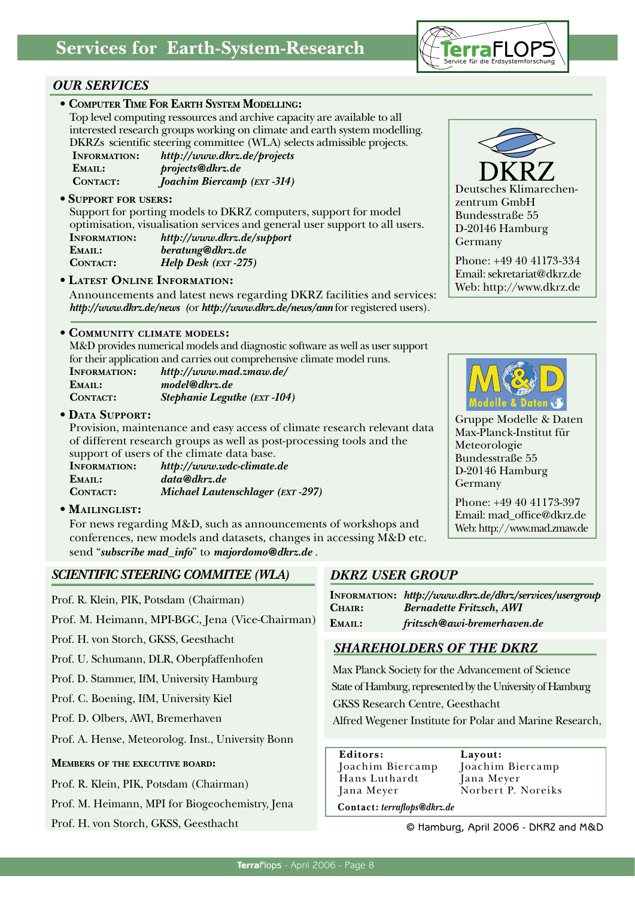# Services for Earth-System-Research

## OUR SERVICES

- **COMPUTER TIME FOR EARTH SYSTEM MODELLING:**
  Top level computing ressources and archive capacity are available to all interested research groups working on climate and earth system modelling. DKRZs scientific steering committee (WLA) selects admissible projects.
  **INFORMATION:** *http://www.dkrz.de/projects*
  **EMAIL:** *projects@dkrz.de*
  **CONTACT:** *Joachim Biercamp (EXT -314)*

- **SUPPORT FOR USERS:**
  Support for porting models to DKRZ computers, support for model optimisation, visualisation services and general user support to all users.
  **INFORMATION:** *http://www.dkrz.de/support*
  **EMAIL:** *beratung@dkrz.de*
  **CONTACT:** *Help Desk (EXT -275)*

- **LATEST ONLINE INFORMATION:**
  Announcements and latest news regarding DKRZ facilities and services: *http://www.dkrz.de/news* (or *http://www.dkrz.de/news/ann* for registered users).

DKRZ
Deutsches Klimarechenzentrum GmbH
Bundesstraße 55
D-20146 Hamburg
Germany

Phone: +49 40 41173-334
Email: sekretariat@dkrz.de
Web: http://www.dkrz.de

- **COMMUNITY CLIMATE MODELS:**
  M&D provides numerical models and diagnostic software as well as user support for their application and carries out comprehensive climate model runs.
  **INFORMATION:** *http://www.mad.zmaw.de/*
  **EMAIL:** *model@dkrz.de*
  **CONTACT:** *Stephanie Legutke (EXT -104)*

- **DATA SUPPORT:**
  Provision, maintenance and easy access of climate research relevant data of different research groups as well as post-processing tools and the support of users of the climate data base.
  **INFORMATION:** *http://www.wdc-climate.de*
  **EMAIL:** *data@dkrz.de*
  **CONTACT:** *Michael Lautenschlager (EXT -297)*

- **MAILINGLIST:**
  For news regarding M&D, such as announcements of workshops and conferences, new models and datasets, changes in accessing M&D etc. send "*subscribe mad_info*" to *majordomo@dkrz.de* .

M&D Modelle & Daten
Gruppe Modelle & Daten
Max-Planck-Institut für Meteorologie
Bundesstraße 55
D-20146 Hamburg
Germany

Phone: +49 40 41173-397
Email: mad_office@dkrz.de
Web: http://www.mad.zmaw.de

## SCIENTIFIC STEERING COMMITEE (WLA)

Prof. R. Klein, PIK, Potsdam (Chairman)

Prof. M. Heimann, MPI-BGC, Jena (Vice-Chairman)

Prof. H. von Storch, GKSS, Geesthacht

Prof. U. Schumann, DLR, Oberpfaffenhofen

Prof. D. Stammer, IfM, University Hamburg

Prof. C. Boening, IfM, University Kiel

Prof. D. Olbers, AWI, Bremerhaven

Prof. A. Hense, Meteorolog. Inst., University Bonn

**MEMBERS OF THE EXECUTIVE BOARD:**

Prof. R. Klein, PIK, Potsdam (Chairman)

Prof. M. Heimann, MPI for Biogeochemistry, Jena

Prof. H. von Storch, GKSS, Geesthacht

## DKRZ USER GROUP

**INFORMATION:** *http://www.dkrz.de/dkrz/services/usergroup*
**CHAIR:** *Bernadette Fritzsch, AWI*
**EMAIL:** *fritzsch@awi-bremerhaven.de*

## SHAREHOLDERS OF THE DKRZ

Max Planck Society for the Advancement of Science

State of Hamburg, represented by the University of Hamburg

GKSS Research Centre, Geesthacht

Alfred Wegener Institute for Polar and Marine Research,

| **Editors:** | **Layout:** |
|---|---|
| Joachim Biercamp | Joachim Biercamp |
| Hans Luthardt | Jana Meyer |
| Jana Meyer | Norbert P. Noreiks |

**Contact:** *terraflops@dkrz.de*

© Hamburg, April 2006 - DKRZ and M&D